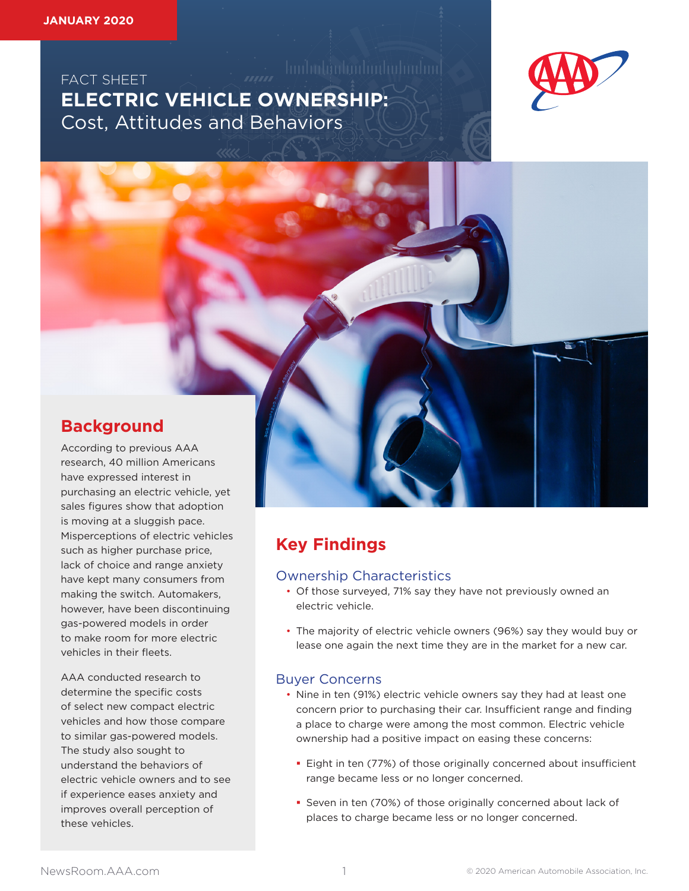JANUARY 2020

FACT SHEET

# ELECTRIC VEHICLE OWNERSHIP: Cost, Attitudes and Behaviors

## Background

According to previous AAA research, 40 million Americans have expressed interest in purchasing an electric vehicle, yet sales figures show that adoption is moving at a sluggish pace. Misperceptions of electric vehicles such as higher purchase price, lack of choice and range anxiety have kept many consumers from making the switch. Automakers, however, have been discontinuing gas-powered models in order to make room for more electric vehicles in their fleets.

AAA conducted research to determine the specific costs of select new compact electric vehicles and how those compare to similar gas-powered models. The study also sought to understand the behaviors of electric vehicle owners and to see if experience eases anxiety and improves overall perception of these vehicles.

## Key Findings

### Ownership Characteristics

- Of those surveyed, 71% say they have not previously owned an electric vehicle.
- The majority of electric vehicle owners (96%) say they would buy or lease one again the next time they are in the market for a new car.

### Buyer Concerns

- Nine in ten (91%) electric vehicle owners say they had at least one concern prior to purchasing their car. Insufficient range and finding a place to charge were among the most common. Electric vehicle ownership had a positive impact on easing these concerns:
  - Eight in ten (77%) of those originally concerned about insufficient range became less or no longer concerned.
  - Seven in ten (70%) of those originally concerned about lack of places to charge became less or no longer concerned.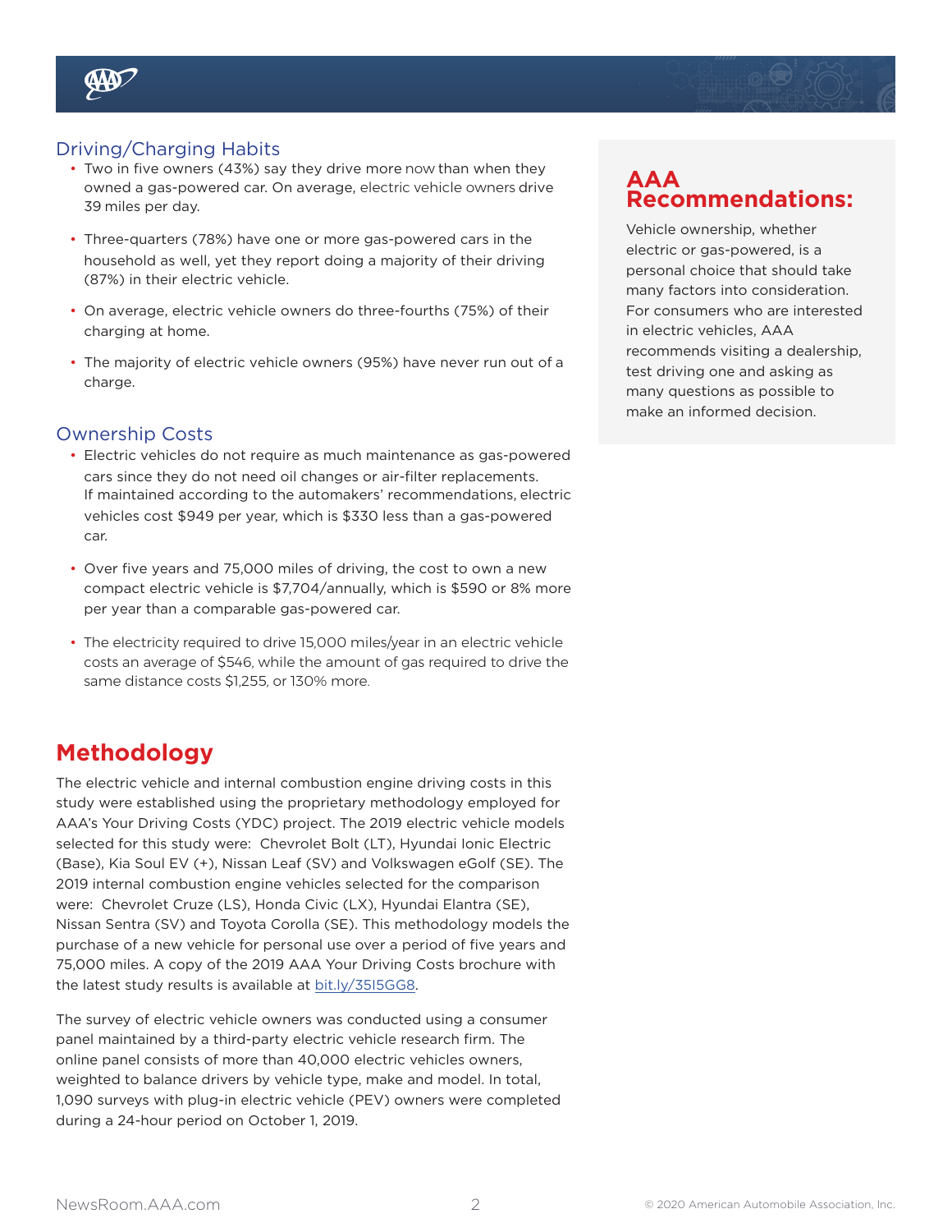## Driving/Charging Habits

- Two in five owners (43%) say they drive more now than when they owned a gas-powered car. On average, electric vehicle owners drive 39 miles per day.
- Three-quarters (78%) have one or more gas-powered cars in the household as well, yet they report doing a majority of their driving (87%) in their electric vehicle.
- On average, electric vehicle owners do three-fourths (75%) of their charging at home.
- The majority of electric vehicle owners (95%) have never run out of a charge.

## Ownership Costs

- Electric vehicles do not require as much maintenance as gas-powered cars since they do not need oil changes or air-filter replacements. If maintained according to the automakers' recommendations, electric vehicles cost $949 per year, which is $330 less than a gas-powered car.
- Over five years and 75,000 miles of driving, the cost to own a new compact electric vehicle is $7,704/annually, which is $590 or 8% more per year than a comparable gas-powered car.
- The electricity required to drive 15,000 miles/year in an electric vehicle costs an average of $546, while the amount of gas required to drive the same distance costs $1,255, or 130% more.

# Methodology

The electric vehicle and internal combustion engine driving costs in this study were established using the proprietary methodology employed for AAA's Your Driving Costs (YDC) project. The 2019 electric vehicle models selected for this study were: Chevrolet Bolt (LT), Hyundai Ionic Electric (Base), Kia Soul EV (+), Nissan Leaf (SV) and Volkswagen eGolf (SE). The 2019 internal combustion engine vehicles selected for the comparison were: Chevrolet Cruze (LS), Honda Civic (LX), Hyundai Elantra (SE), Nissan Sentra (SV) and Toyota Corolla (SE). This methodology models the purchase of a new vehicle for personal use over a period of five years and 75,000 miles. A copy of the 2019 AAA Your Driving Costs brochure with the latest study results is available at bit.ly/35I5GG8.

The survey of electric vehicle owners was conducted using a consumer panel maintained by a third-party electric vehicle research firm. The online panel consists of more than 40,000 electric vehicles owners, weighted to balance drivers by vehicle type, make and model. In total, 1,090 surveys with plug-in electric vehicle (PEV) owners were completed during a 24-hour period on October 1, 2019.

## AAA Recommendations:

Vehicle ownership, whether electric or gas-powered, is a personal choice that should take many factors into consideration. For consumers who are interested in electric vehicles, AAA recommends visiting a dealership, test driving one and asking as many questions as possible to make an informed decision.